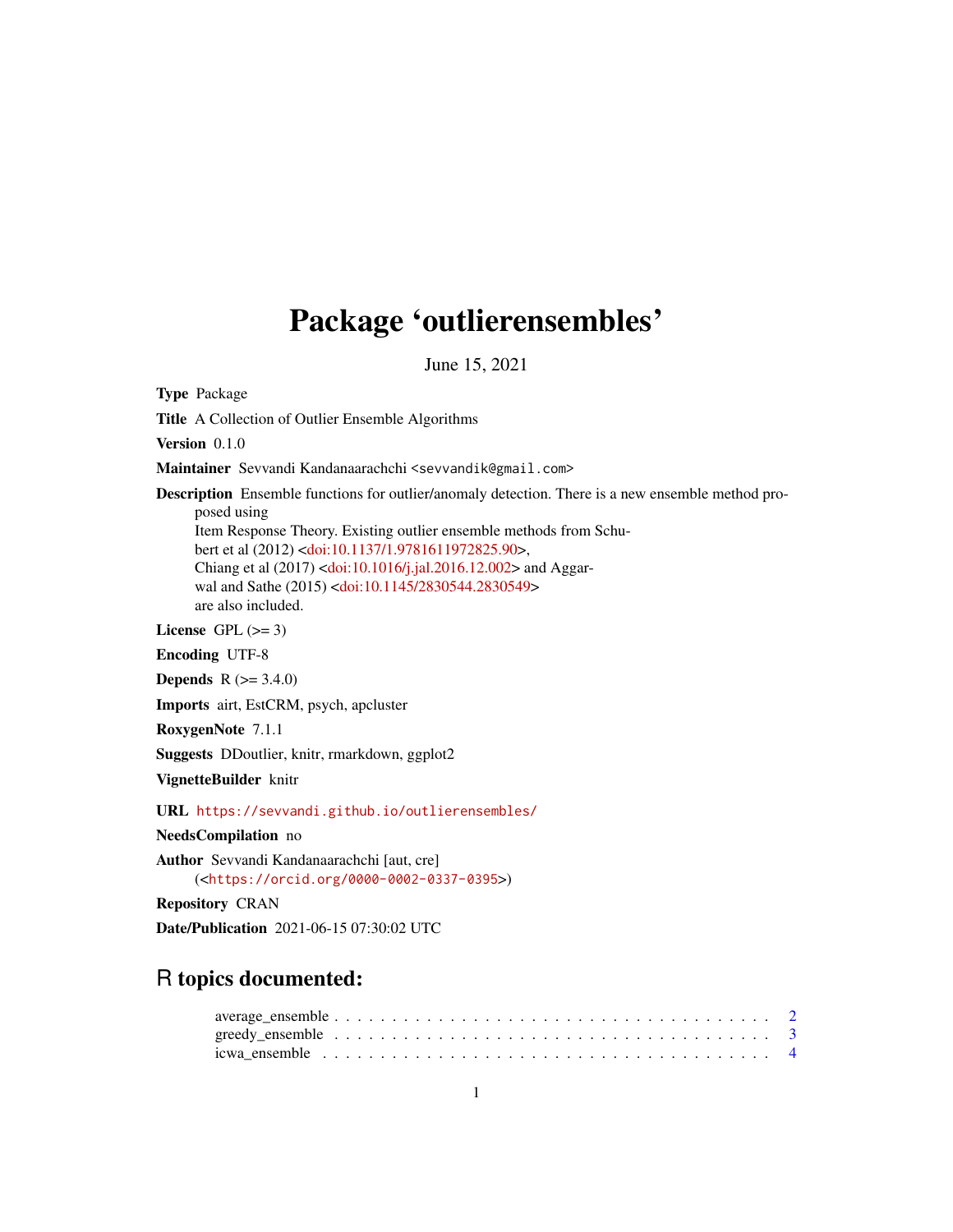# Package 'outlierensembles'

June 15, 2021

**Type** Package

**Title** A Collection of Outlier Ensemble Algorithms

**Version** 0.1.0

**Maintainer** Sevvandi Kandanaarachchi <sevvandik@gmail.com>

**Description** Ensemble functions for outlier/anomaly detection. There is a new ensemble method proposed using Item Response Theory. Existing outlier ensemble methods from Schubert et al (2012) <doi:10.1137/1.9781611972825.90>, Chiang et al (2017) <doi:10.1016/j.jal.2016.12.002> and Aggarwal and Sathe (2015) <doi:10.1145/2830544.2830549> are also included.

**License** GPL (>= 3)

**Encoding** UTF-8

**Depends** R (>= 3.4.0)

**Imports** airt, EstCRM, psych, apcluster

**RoxygenNote** 7.1.1

**Suggests** DDoutlier, knitr, rmarkdown, ggplot2

**VignetteBuilder** knitr

**URL** https://sevvandi.github.io/outlierensembles/

**NeedsCompilation** no

**Author** Sevvandi Kandanaarachchi [aut, cre] (<https://orcid.org/0000-0002-0337-0395>)

**Repository** CRAN

**Date/Publication** 2021-06-15 07:30:02 UTC

## R topics documented:

- average_ensemble . . . . . . . . . . . . . . . . . . . . . . . . . . . . . . . . . . . . 2
- greedy_ensemble . . . . . . . . . . . . . . . . . . . . . . . . . . . . . . . . . . . . 3
- icwa_ensemble . . . . . . . . . . . . . . . . . . . . . . . . . . . . . . . . . . . . 4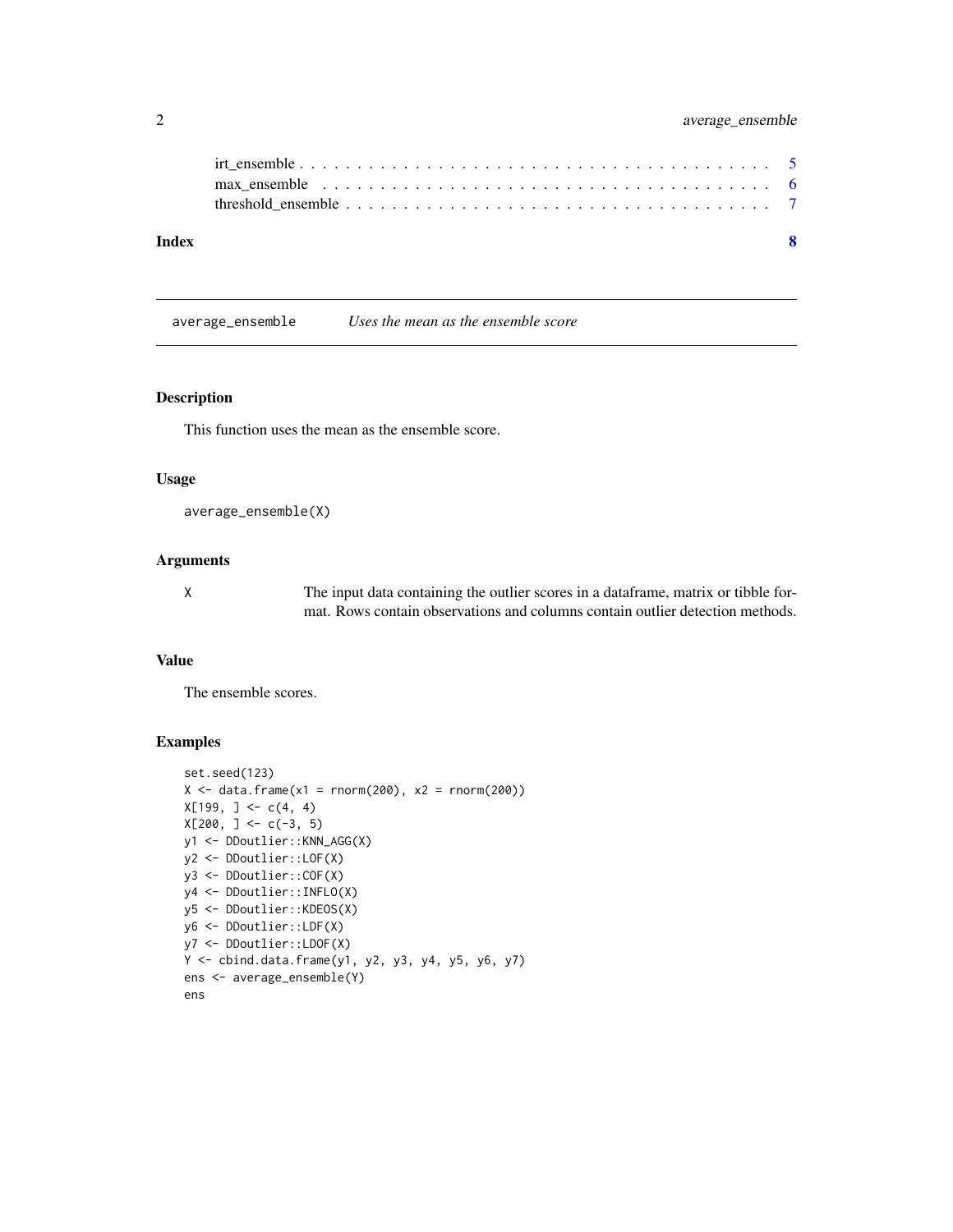irt_ensemble . . . . . . . . . . . . . . . . . . . . . . . . . . . . . . . . . . . . . . . 5
max_ensemble . . . . . . . . . . . . . . . . . . . . . . . . . . . . . . . . . . . . . . . 6
threshold_ensemble . . . . . . . . . . . . . . . . . . . . . . . . . . . . . . . . . . . . 7

**Index** **8**

---

## average_ensemble — *Uses the mean as the ensemble score*

### Description

This function uses the mean as the ensemble score.

### Usage

```
average_ensemble(X)
```

### Arguments

| | |
|---|---|
| X | The input data containing the outlier scores in a dataframe, matrix or tibble format. Rows contain observations and columns contain outlier detection methods. |

### Value

The ensemble scores.

### Examples

```
set.seed(123)
X <- data.frame(x1 = rnorm(200), x2 = rnorm(200))
X[199, ] <- c(4, 4)
X[200, ] <- c(-3, 5)
y1 <- DDoutlier::KNN_AGG(X)
y2 <- DDoutlier::LOF(X)
y3 <- DDoutlier::COF(X)
y4 <- DDoutlier::INFLO(X)
y5 <- DDoutlier::KDEOS(X)
y6 <- DDoutlier::LDF(X)
y7 <- DDoutlier::LDOF(X)
Y <- cbind.data.frame(y1, y2, y3, y4, y5, y6, y7)
ens <- average_ensemble(Y)
ens
```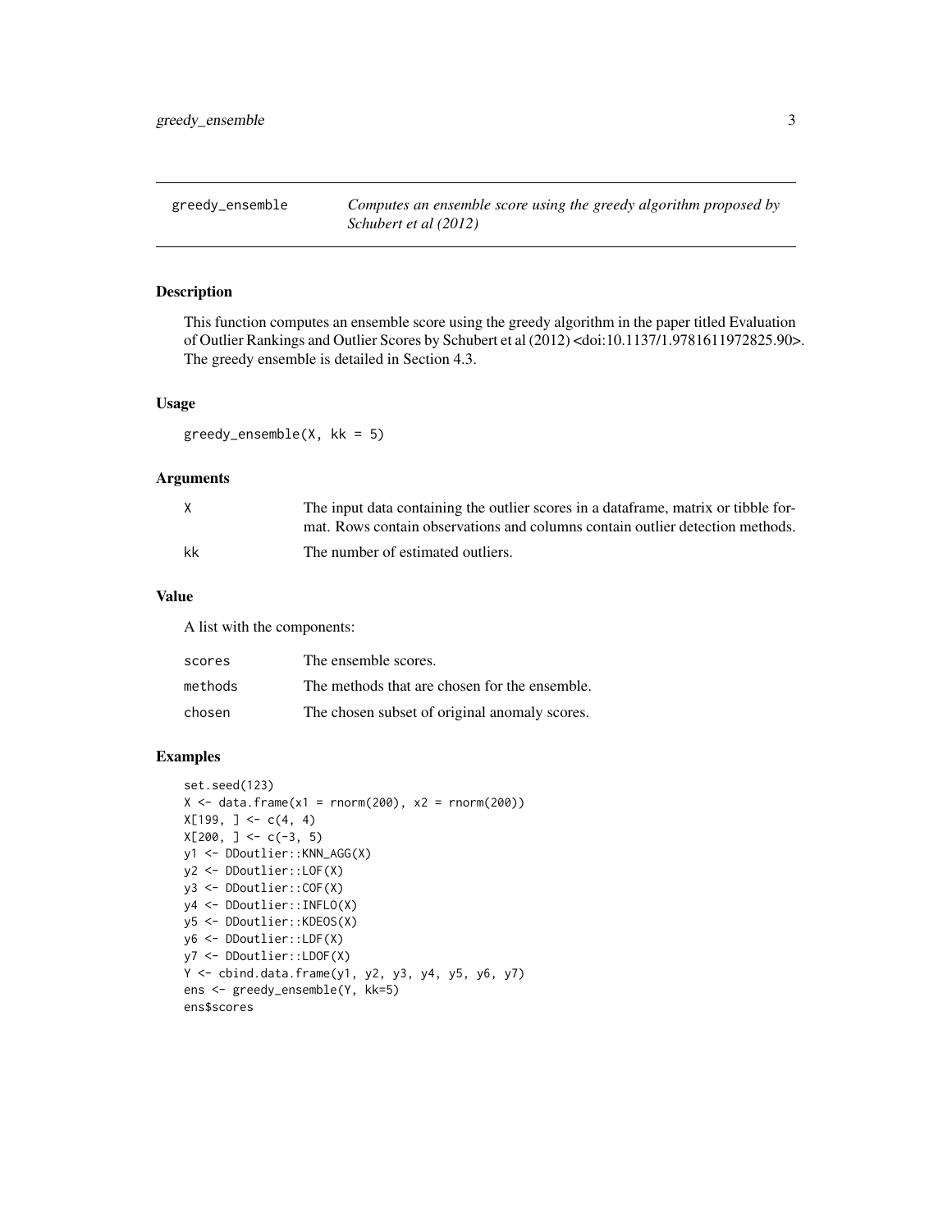# greedy_ensemble

*Computes an ensemble score using the greedy algorithm proposed by Schubert et al (2012)*

## Description

This function computes an ensemble score using the greedy algorithm in the paper titled Evaluation of Outlier Rankings and Outlier Scores by Schubert et al (2012) <doi:10.1137/1.9781611972825.90>. The greedy ensemble is detailed in Section 4.3.

## Usage

```
greedy_ensemble(X, kk = 5)
```

## Arguments

| | |
|---|---|
| X | The input data containing the outlier scores in a dataframe, matrix or tibble format. Rows contain observations and columns contain outlier detection methods. |
| kk | The number of estimated outliers. |

## Value

A list with the components:

| | |
|---|---|
| scores | The ensemble scores. |
| methods | The methods that are chosen for the ensemble. |
| chosen | The chosen subset of original anomaly scores. |

## Examples

```
set.seed(123)
X <- data.frame(x1 = rnorm(200), x2 = rnorm(200))
X[199, ] <- c(4, 4)
X[200, ] <- c(-3, 5)
y1 <- DDoutlier::KNN_AGG(X)
y2 <- DDoutlier::LOF(X)
y3 <- DDoutlier::COF(X)
y4 <- DDoutlier::INFLO(X)
y5 <- DDoutlier::KDEOS(X)
y6 <- DDoutlier::LDF(X)
y7 <- DDoutlier::LDOF(X)
Y <- cbind.data.frame(y1, y2, y3, y4, y5, y6, y7)
ens <- greedy_ensemble(Y, kk=5)
ens$scores
```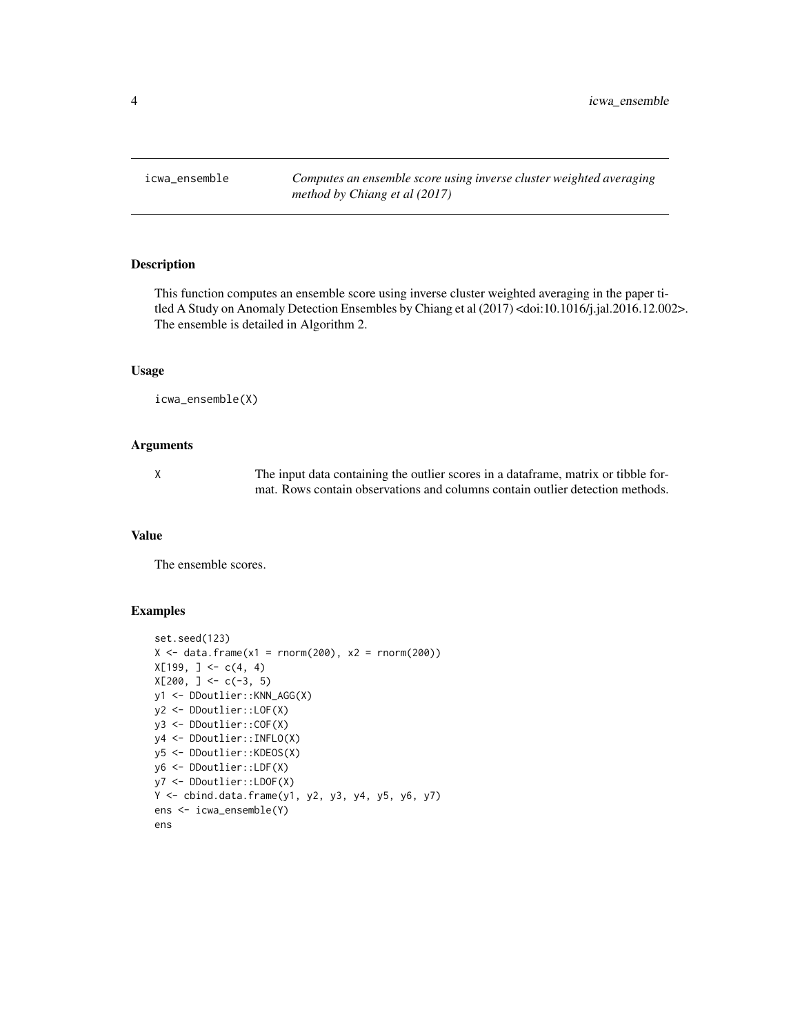## icwa_ensemble

*Computes an ensemble score using inverse cluster weighted averaging method by Chiang et al (2017)*

### Description

This function computes an ensemble score using inverse cluster weighted averaging in the paper titled A Study on Anomaly Detection Ensembles by Chiang et al (2017) <doi:10.1016/j.jal.2016.12.002>. The ensemble is detailed in Algorithm 2.

### Usage

```
icwa_ensemble(X)
```

### Arguments

| | |
|---|---|
| X | The input data containing the outlier scores in a dataframe, matrix or tibble format. Rows contain observations and columns contain outlier detection methods. |

### Value

The ensemble scores.

### Examples

```
set.seed(123)
X <- data.frame(x1 = rnorm(200), x2 = rnorm(200))
X[199, ] <- c(4, 4)
X[200, ] <- c(-3, 5)
y1 <- DDoutlier::KNN_AGG(X)
y2 <- DDoutlier::LOF(X)
y3 <- DDoutlier::COF(X)
y4 <- DDoutlier::INFLO(X)
y5 <- DDoutlier::KDEOS(X)
y6 <- DDoutlier::LDF(X)
y7 <- DDoutlier::LDOF(X)
Y <- cbind.data.frame(y1, y2, y3, y4, y5, y6, y7)
ens <- icwa_ensemble(Y)
ens
```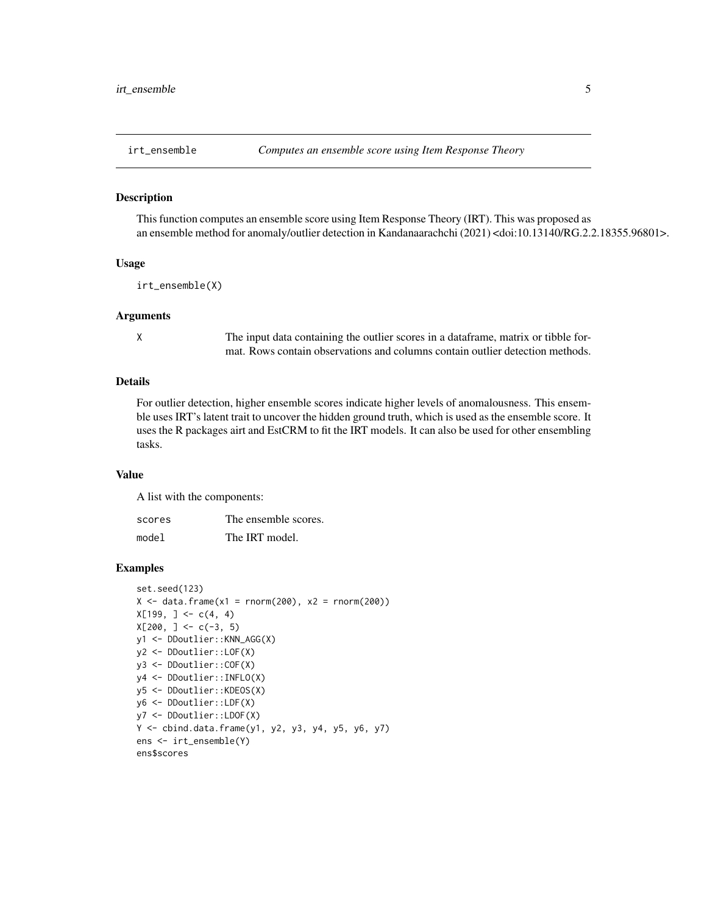`irt_ensemble` *Computes an ensemble score using Item Response Theory*

## Description

This function computes an ensemble score using Item Response Theory (IRT). This was proposed as an ensemble method for anomaly/outlier detection in Kandanaarachchi (2021) <doi:10.13140/RG.2.2.18355.96801>.

## Usage

```
irt_ensemble(X)
```

## Arguments

| | |
|---|---|
| `X` | The input data containing the outlier scores in a dataframe, matrix or tibble format. Rows contain observations and columns contain outlier detection methods. |

## Details

For outlier detection, higher ensemble scores indicate higher levels of anomalousness. This ensemble uses IRT's latent trait to uncover the hidden ground truth, which is used as the ensemble score. It uses the R packages airt and EstCRM to fit the IRT models. It can also be used for other ensembling tasks.

## Value

A list with the components:

| | |
|---|---|
| `scores` | The ensemble scores. |
| `model` | The IRT model. |

## Examples

```
set.seed(123)
X <- data.frame(x1 = rnorm(200), x2 = rnorm(200))
X[199, ] <- c(4, 4)
X[200, ] <- c(-3, 5)
y1 <- DDoutlier::KNN_AGG(X)
y2 <- DDoutlier::LOF(X)
y3 <- DDoutlier::COF(X)
y4 <- DDoutlier::INFLO(X)
y5 <- DDoutlier::KDEOS(X)
y6 <- DDoutlier::LDF(X)
y7 <- DDoutlier::LDOF(X)
Y <- cbind.data.frame(y1, y2, y3, y4, y5, y6, y7)
ens <- irt_ensemble(Y)
ens$scores
```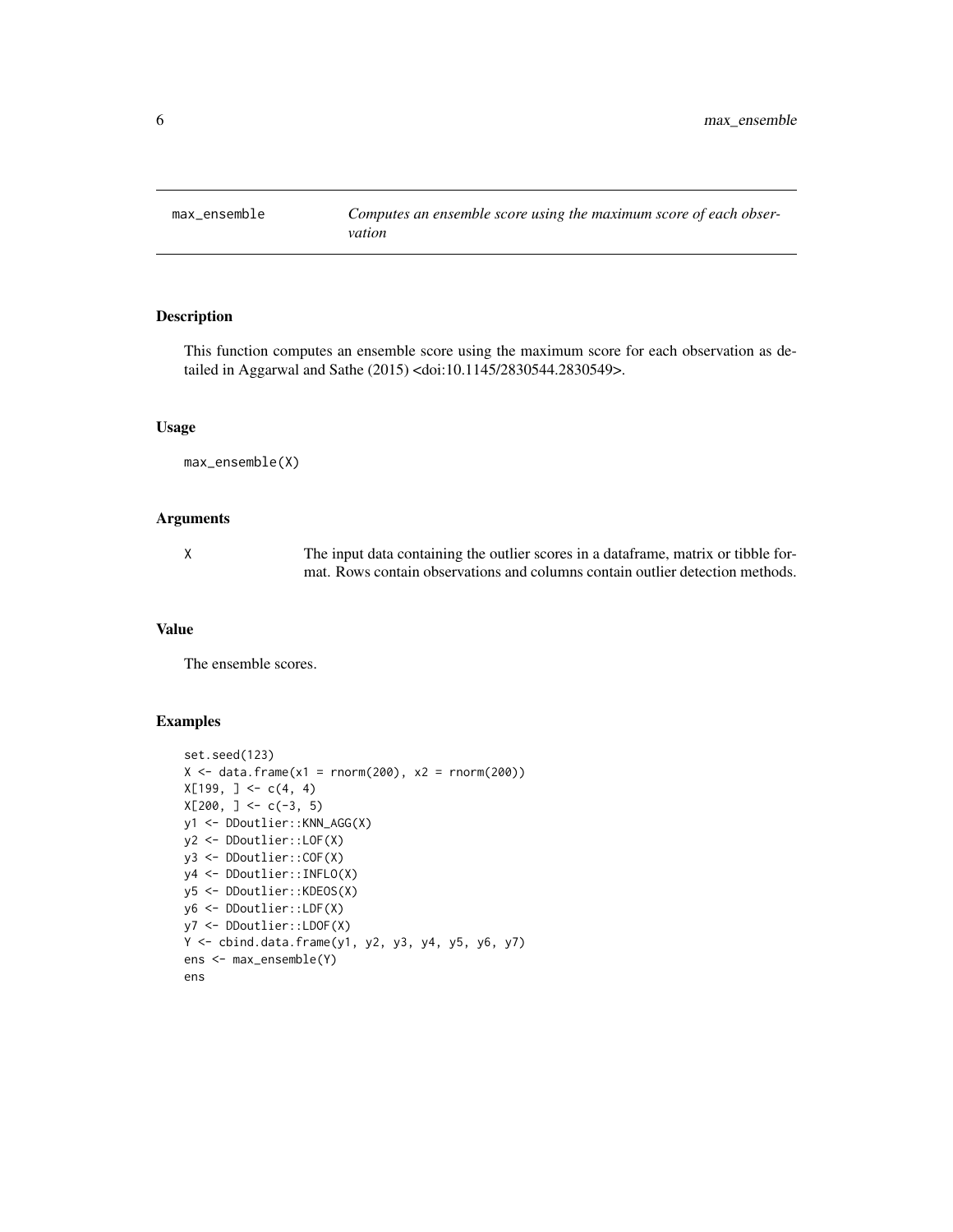## max_ensemble — *Computes an ensemble score using the maximum score of each observation*

### Description

This function computes an ensemble score using the maximum score for each observation as detailed in Aggarwal and Sathe (2015) <doi:10.1145/2830544.2830549>.

### Usage

```
max_ensemble(X)
```

### Arguments

| | |
|---|---|
| X | The input data containing the outlier scores in a dataframe, matrix or tibble format. Rows contain observations and columns contain outlier detection methods. |

### Value

The ensemble scores.

### Examples

```
set.seed(123)
X <- data.frame(x1 = rnorm(200), x2 = rnorm(200))
X[199, ] <- c(4, 4)
X[200, ] <- c(-3, 5)
y1 <- DDoutlier::KNN_AGG(X)
y2 <- DDoutlier::LOF(X)
y3 <- DDoutlier::COF(X)
y4 <- DDoutlier::INFLO(X)
y5 <- DDoutlier::KDEOS(X)
y6 <- DDoutlier::LDF(X)
y7 <- DDoutlier::LDOF(X)
Y <- cbind.data.frame(y1, y2, y3, y4, y5, y6, y7)
ens <- max_ensemble(Y)
ens
```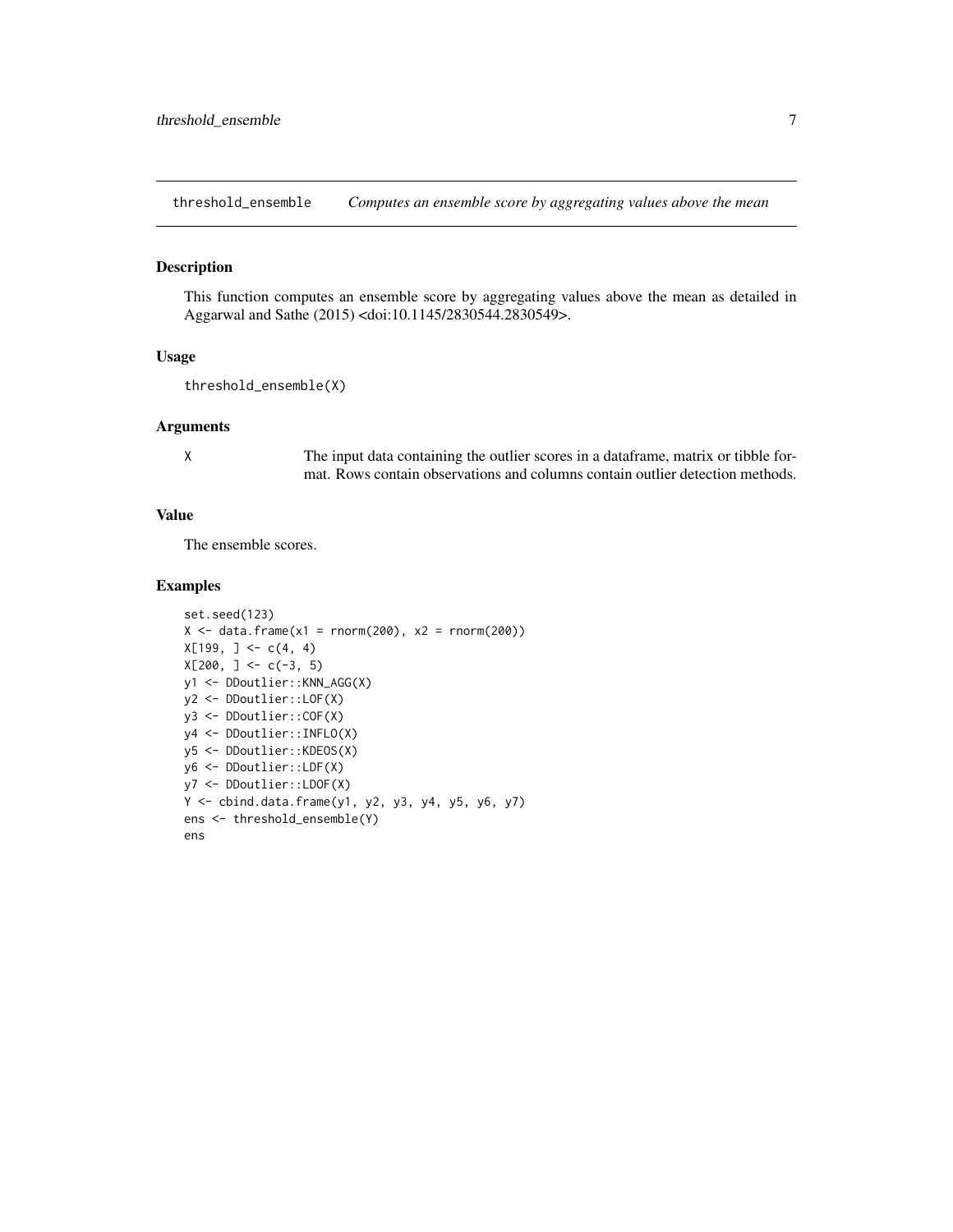## threshold_ensemble — *Computes an ensemble score by aggregating values above the mean*

### Description

This function computes an ensemble score by aggregating values above the mean as detailed in Aggarwal and Sathe (2015) <doi:10.1145/2830544.2830549>.

### Usage

```
threshold_ensemble(X)
```

### Arguments

| | |
|---|---|
| X | The input data containing the outlier scores in a dataframe, matrix or tibble format. Rows contain observations and columns contain outlier detection methods. |

### Value

The ensemble scores.

### Examples

```
set.seed(123)
X <- data.frame(x1 = rnorm(200), x2 = rnorm(200))
X[199, ] <- c(4, 4)
X[200, ] <- c(-3, 5)
y1 <- DDoutlier::KNN_AGG(X)
y2 <- DDoutlier::LOF(X)
y3 <- DDoutlier::COF(X)
y4 <- DDoutlier::INFLO(X)
y5 <- DDoutlier::KDEOS(X)
y6 <- DDoutlier::LDF(X)
y7 <- DDoutlier::LDOF(X)
Y <- cbind.data.frame(y1, y2, y3, y4, y5, y6, y7)
ens <- threshold_ensemble(Y)
ens
```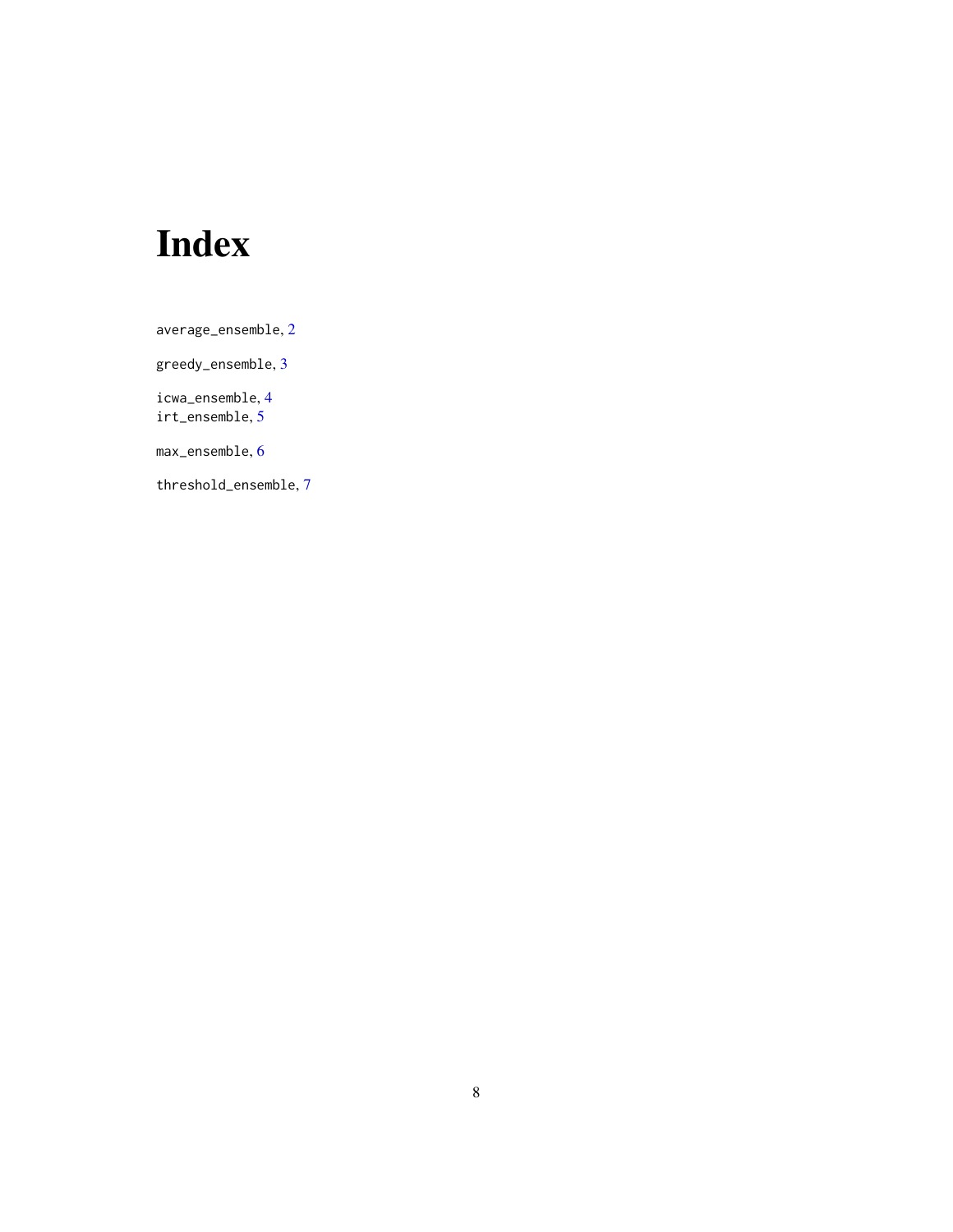# Index

average_ensemble, 2

greedy_ensemble, 3

icwa_ensemble, 4
irt_ensemble, 5

max_ensemble, 6

threshold_ensemble, 7